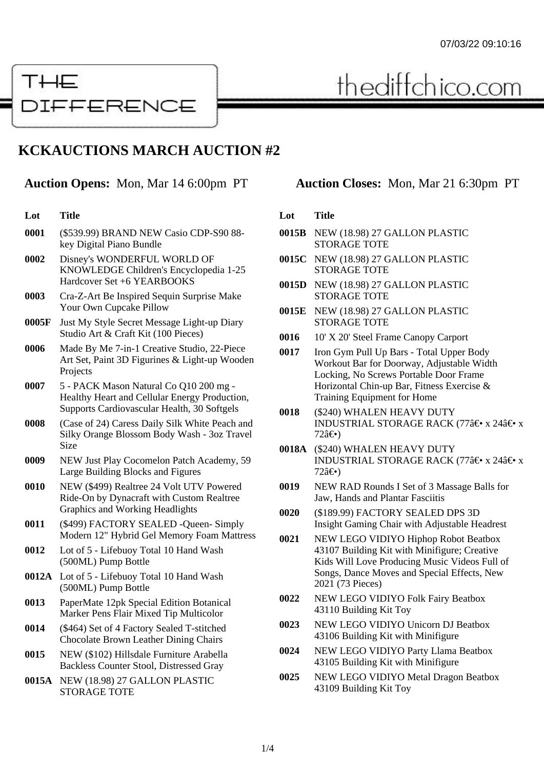THE DIFFERENCE

thediffchico.com

# KCKAUCTIONS MARCH AUCTION #2

**Auction Opens:** Mon, Mar 14 6:00pm PT

**Auction Closes:** Mon, Mar 21 6:30pm PT

| Lot | Title |
|---|---|
| 0001 | ($539.99) BRAND NEW Casio CDP-S90 88-key Digital Piano Bundle |
| 0002 | Disney's WONDERFUL WORLD OF KNOWLEDGE Children's Encyclopedia 1-25 Hardcover Set +6 YEARBOOKS |
| 0003 | Cra-Z-Art Be Inspired Sequin Surprise Make Your Own Cupcake Pillow |
| 0005F | Just My Style Secret Message Light-up Diary Studio Art & Craft Kit (100 Pieces) |
| 0006 | Made By Me 7-in-1 Creative Studio, 22-Piece Art Set, Paint 3D Figurines & Light-up Wooden Projects |
| 0007 | 5 - PACK Mason Natural Co Q10 200 mg - Healthy Heart and Cellular Energy Production, Supports Cardiovascular Health, 30 Softgels |
| 0008 | (Case of 24) Caress Daily Silk White Peach and Silky Orange Blossom Body Wash - 3oz Travel Size |
| 0009 | NEW Just Play Cocomelon Patch Academy, 59 Large Building Blocks and Figures |
| 0010 | NEW ($499) Realtree 24 Volt UTV Powered Ride-On by Dynacraft with Custom Realtree Graphics and Working Headlights |
| 0011 | ($499) FACTORY SEALED -Queen- Simply Modern 12" Hybrid Gel Memory Foam Mattress |
| 0012 | Lot of 5 - Lifebuoy Total 10 Hand Wash (500ML) Pump Bottle |
| 0012A | Lot of 5 - Lifebuoy Total 10 Hand Wash (500ML) Pump Bottle |
| 0013 | PaperMate 12pk Special Edition Botanical Marker Pens Flair Mixed Tip Multicolor |
| 0014 | ($464) Set of 4 Factory Sealed T-stitched Chocolate Brown Leather Dining Chairs |
| 0015 | NEW ($102) Hillsdale Furniture Arabella Backless Counter Stool, Distressed Gray |
| 0015A | NEW (18.98) 27 GALLON PLASTIC STORAGE TOTE |
| 0015B | NEW (18.98) 27 GALLON PLASTIC STORAGE TOTE |
| 0015C | NEW (18.98) 27 GALLON PLASTIC STORAGE TOTE |
| 0015D | NEW (18.98) 27 GALLON PLASTIC STORAGE TOTE |
| 0015E | NEW (18.98) 27 GALLON PLASTIC STORAGE TOTE |
| 0016 | 10' X 20' Steel Frame Canopy Carport |
| 0017 | Iron Gym Pull Up Bars - Total Upper Body Workout Bar for Doorway, Adjustable Width Locking, No Screws Portable Door Frame Horizontal Chin-up Bar, Fitness Exercise & Training Equipment for Home |
| 0018 | ($240) WHALEN HEAVY DUTY INDUSTRIAL STORAGE RACK (77â€• x 24â€• x 72â€•) |
| 0018A | ($240) WHALEN HEAVY DUTY INDUSTRIAL STORAGE RACK (77â€• x 24â€• x 72â€•) |
| 0019 | NEW RAD Rounds I Set of 3 Massage Balls for Jaw, Hands and Plantar Fasciitis |
| 0020 | ($189.99) FACTORY SEALED DPS 3D Insight Gaming Chair with Adjustable Headrest |
| 0021 | NEW LEGO VIDIYO Hiphop Robot Beatbox 43107 Building Kit with Minifigure; Creative Kids Will Love Producing Music Videos Full of Songs, Dance Moves and Special Effects, New 2021 (73 Pieces) |
| 0022 | NEW LEGO VIDIYO Folk Fairy Beatbox 43110 Building Kit Toy |
| 0023 | NEW LEGO VIDIYO Unicorn DJ Beatbox 43106 Building Kit with Minifigure |
| 0024 | NEW LEGO VIDIYO Party Llama Beatbox 43105 Building Kit with Minifigure |
| 0025 | NEW LEGO VIDIYO Metal Dragon Beatbox 43109 Building Kit Toy |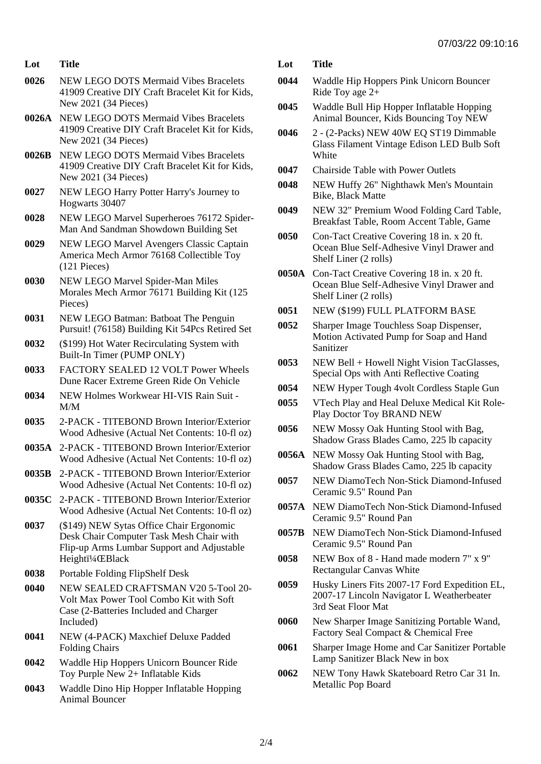| Lot | Title |
| --- | --- |
| 0026 | NEW LEGO DOTS Mermaid Vibes Bracelets 41909 Creative DIY Craft Bracelet Kit for Kids, New 2021 (34 Pieces) |
| 0026A | NEW LEGO DOTS Mermaid Vibes Bracelets 41909 Creative DIY Craft Bracelet Kit for Kids, New 2021 (34 Pieces) |
| 0026B | NEW LEGO DOTS Mermaid Vibes Bracelets 41909 Creative DIY Craft Bracelet Kit for Kids, New 2021 (34 Pieces) |
| 0027 | NEW LEGO Harry Potter Harry's Journey to Hogwarts 30407 |
| 0028 | NEW LEGO Marvel Superheroes 76172 Spider-Man And Sandman Showdown Building Set |
| 0029 | NEW LEGO Marvel Avengers Classic Captain America Mech Armor 76168 Collectible Toy (121 Pieces) |
| 0030 | NEW LEGO Marvel Spider-Man Miles Morales Mech Armor 76171 Building Kit (125 Pieces) |
| 0031 | NEW LEGO Batman: Batboat The Penguin Pursuit! (76158) Building Kit 54Pcs Retired Set |
| 0032 | ($199) Hot Water Recirculating System with Built-In Timer (PUMP ONLY) |
| 0033 | FACTORY SEALED 12 VOLT Power Wheels Dune Racer Extreme Green Ride On Vehicle |
| 0034 | NEW Holmes Workwear HI-VIS Rain Suit - M/M |
| 0035 | 2-PACK - TITEBOND Brown Interior/Exterior Wood Adhesive (Actual Net Contents: 10-fl oz) |
| 0035A | 2-PACK - TITEBOND Brown Interior/Exterior Wood Adhesive (Actual Net Contents: 10-fl oz) |
| 0035B | 2-PACK - TITEBOND Brown Interior/Exterior Wood Adhesive (Actual Net Contents: 10-fl oz) |
| 0035C | 2-PACK - TITEBOND Brown Interior/Exterior Wood Adhesive (Actual Net Contents: 10-fl oz) |
| 0037 | ($149) NEW Sytas Office Chair Ergonomic Desk Chair Computer Task Mesh Chair with Flip-up Arms Lumbar Support and Adjustable Heightï¼ŒBlack |
| 0038 | Portable Folding FlipShelf Desk |
| 0040 | NEW SEALED CRAFTSMAN V20 5-Tool 20-Volt Max Power Tool Combo Kit with Soft Case (2-Batteries Included and Charger Included) |
| 0041 | NEW (4-PACK) Maxchief Deluxe Padded Folding Chairs |
| 0042 | Waddle Hip Hoppers Unicorn Bouncer Ride Toy Purple New 2+ Inflatable Kids |
| 0043 | Waddle Dino Hip Hopper Inflatable Hopping Animal Bouncer |
| 0044 | Waddle Hip Hoppers Pink Unicorn Bouncer Ride Toy age 2+ |
| 0045 | Waddle Bull Hip Hopper Inflatable Hopping Animal Bouncer, Kids Bouncing Toy NEW |
| 0046 | 2 - (2-Packs) NEW 40W EQ ST19 Dimmable Glass Filament Vintage Edison LED Bulb Soft White |
| 0047 | Chairside Table with Power Outlets |
| 0048 | NEW Huffy 26" Nighthawk Men's Mountain Bike, Black Matte |
| 0049 | NEW 32" Premium Wood Folding Card Table, Breakfast Table, Room Accent Table, Game |
| 0050 | Con-Tact Creative Covering 18 in. x 20 ft. Ocean Blue Self-Adhesive Vinyl Drawer and Shelf Liner (2 rolls) |
| 0050A | Con-Tact Creative Covering 18 in. x 20 ft. Ocean Blue Self-Adhesive Vinyl Drawer and Shelf Liner (2 rolls) |
| 0051 | NEW ($199) FULL PLATFORM BASE |
| 0052 | Sharper Image Touchless Soap Dispenser, Motion Activated Pump for Soap and Hand Sanitizer |
| 0053 | NEW Bell + Howell Night Vision TacGlasses, Special Ops with Anti Reflective Coating |
| 0054 | NEW Hyper Tough 4volt Cordless Staple Gun |
| 0055 | VTech Play and Heal Deluxe Medical Kit Role-Play Doctor Toy BRAND NEW |
| 0056 | NEW Mossy Oak Hunting Stool with Bag, Shadow Grass Blades Camo, 225 lb capacity |
| 0056A | NEW Mossy Oak Hunting Stool with Bag, Shadow Grass Blades Camo, 225 lb capacity |
| 0057 | NEW DiamoTech Non-Stick Diamond-Infused Ceramic 9.5" Round Pan |
| 0057A | NEW DiamoTech Non-Stick Diamond-Infused Ceramic 9.5" Round Pan |
| 0057B | NEW DiamoTech Non-Stick Diamond-Infused Ceramic 9.5" Round Pan |
| 0058 | NEW Box of 8 - Hand made modern 7" x 9" Rectangular Canvas White |
| 0059 | Husky Liners Fits 2007-17 Ford Expedition EL, 2007-17 Lincoln Navigator L Weatherbeater 3rd Seat Floor Mat |
| 0060 | New Sharper Image Sanitizing Portable Wand, Factory Seal Compact & Chemical Free |
| 0061 | Sharper Image Home and Car Sanitizer Portable Lamp Sanitizer Black New in box |
| 0062 | NEW Tony Hawk Skateboard Retro Car 31 In. Metallic Pop Board |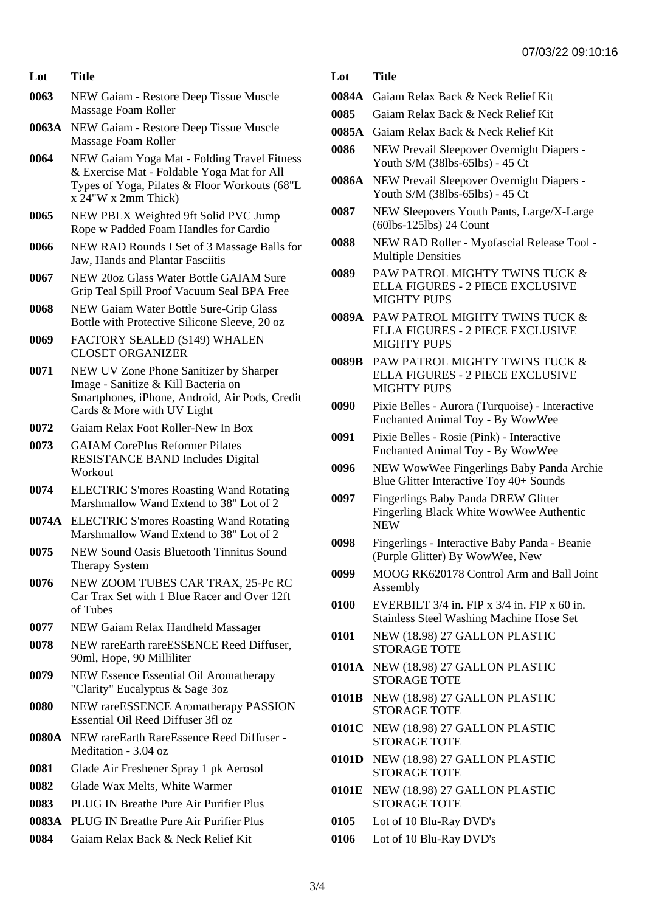07/03/22 09:10:16

| Lot | Title |
| --- | --- |
| 0063 | NEW Gaiam - Restore Deep Tissue Muscle Massage Foam Roller |
| 0063A | NEW Gaiam - Restore Deep Tissue Muscle Massage Foam Roller |
| 0064 | NEW Gaiam Yoga Mat - Folding Travel Fitness & Exercise Mat - Foldable Yoga Mat for All Types of Yoga, Pilates & Floor Workouts (68"L x 24"W x 2mm Thick) |
| 0065 | NEW PBLX Weighted 9ft Solid PVC Jump Rope w Padded Foam Handles for Cardio |
| 0066 | NEW RAD Rounds I Set of 3 Massage Balls for Jaw, Hands and Plantar Fasciitis |
| 0067 | NEW 20oz Glass Water Bottle GAIAM Sure Grip Teal Spill Proof Vacuum Seal BPA Free |
| 0068 | NEW Gaiam Water Bottle Sure-Grip Glass Bottle with Protective Silicone Sleeve, 20 oz |
| 0069 | FACTORY SEALED ($149) WHALEN CLOSET ORGANIZER |
| 0071 | NEW UV Zone Phone Sanitizer by Sharper Image - Sanitize & Kill Bacteria on Smartphones, iPhone, Android, Air Pods, Credit Cards & More with UV Light |
| 0072 | Gaiam Relax Foot Roller-New In Box |
| 0073 | GAIAM CorePlus Reformer Pilates RESISTANCE BAND Includes Digital Workout |
| 0074 | ELECTRIC S'mores Roasting Wand Rotating Marshmallow Wand Extend to 38" Lot of 2 |
| 0074A | ELECTRIC S'mores Roasting Wand Rotating Marshmallow Wand Extend to 38" Lot of 2 |
| 0075 | NEW Sound Oasis Bluetooth Tinnitus Sound Therapy System |
| 0076 | NEW ZOOM TUBES CAR TRAX, 25-Pc RC Car Trax Set with 1 Blue Racer and Over 12ft of Tubes |
| 0077 | NEW Gaiam Relax Handheld Massager |
| 0078 | NEW rareEarth rareESSENCE Reed Diffuser, 90ml, Hope, 90 Milliliter |
| 0079 | NEW Essence Essential Oil Aromatherapy "Clarity" Eucalyptus & Sage 3oz |
| 0080 | NEW rareESSENCE Aromatherapy PASSION Essential Oil Reed Diffuser 3fl oz |
| 0080A | NEW rareEarth RareEssence Reed Diffuser - Meditation - 3.04 oz |
| 0081 | Glade Air Freshener Spray 1 pk Aerosol |
| 0082 | Glade Wax Melts, White Warmer |
| 0083 | PLUG IN Breathe Pure Air Purifier Plus |
| 0083A | PLUG IN Breathe Pure Air Purifier Plus |
| 0084 | Gaiam Relax Back & Neck Relief Kit |
| 0084A | Gaiam Relax Back & Neck Relief Kit |
| 0085 | Gaiam Relax Back & Neck Relief Kit |
| 0085A | Gaiam Relax Back & Neck Relief Kit |
| 0086 | NEW Prevail Sleepover Overnight Diapers - Youth S/M (38lbs-65lbs) - 45 Ct |
| 0086A | NEW Prevail Sleepover Overnight Diapers - Youth S/M (38lbs-65lbs) - 45 Ct |
| 0087 | NEW Sleepovers Youth Pants, Large/X-Large (60lbs-125lbs) 24 Count |
| 0088 | NEW RAD Roller - Myofascial Release Tool - Multiple Densities |
| 0089 | PAW PATROL MIGHTY TWINS TUCK & ELLA FIGURES - 2 PIECE EXCLUSIVE MIGHTY PUPS |
| 0089A | PAW PATROL MIGHTY TWINS TUCK & ELLA FIGURES - 2 PIECE EXCLUSIVE MIGHTY PUPS |
| 0089B | PAW PATROL MIGHTY TWINS TUCK & ELLA FIGURES - 2 PIECE EXCLUSIVE MIGHTY PUPS |
| 0090 | Pixie Belles - Aurora (Turquoise) - Interactive Enchanted Animal Toy - By WowWee |
| 0091 | Pixie Belles - Rosie (Pink) - Interactive Enchanted Animal Toy - By WowWee |
| 0096 | NEW WowWee Fingerlings Baby Panda Archie Blue Glitter Interactive Toy 40+ Sounds |
| 0097 | Fingerlings Baby Panda DREW Glitter Fingerling Black White WowWee Authentic NEW |
| 0098 | Fingerlings - Interactive Baby Panda - Beanie (Purple Glitter) By WowWee, New |
| 0099 | MOOG RK620178 Control Arm and Ball Joint Assembly |
| 0100 | EVERBILT 3/4 in. FIP x 3/4 in. FIP x 60 in. Stainless Steel Washing Machine Hose Set |
| 0101 | NEW (18.98) 27 GALLON PLASTIC STORAGE TOTE |
| 0101A | NEW (18.98) 27 GALLON PLASTIC STORAGE TOTE |
| 0101B | NEW (18.98) 27 GALLON PLASTIC STORAGE TOTE |
| 0101C | NEW (18.98) 27 GALLON PLASTIC STORAGE TOTE |
| 0101D | NEW (18.98) 27 GALLON PLASTIC STORAGE TOTE |
| 0101E | NEW (18.98) 27 GALLON PLASTIC STORAGE TOTE |
| 0105 | Lot of 10 Blu-Ray DVD's |
| 0106 | Lot of 10 Blu-Ray DVD's |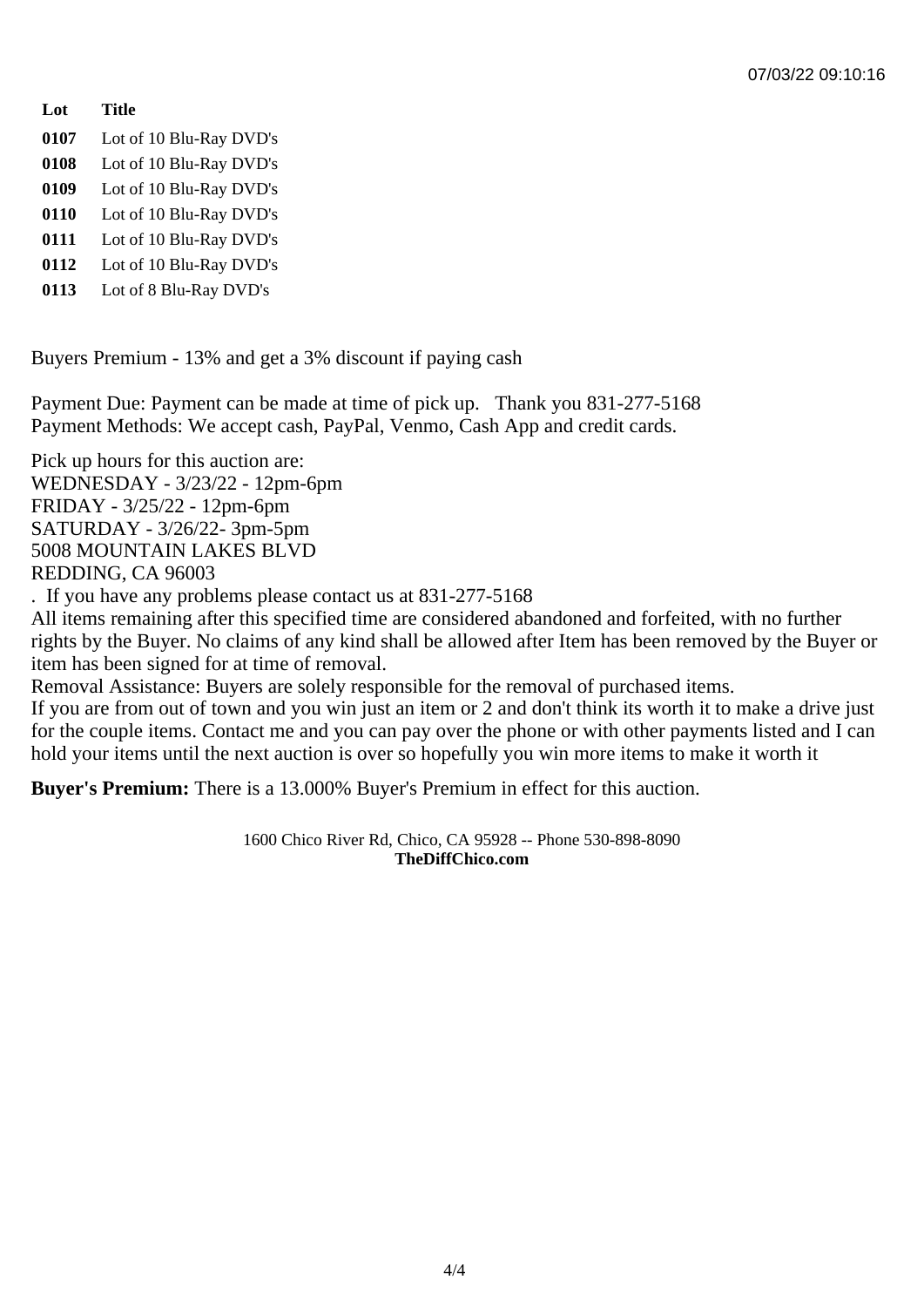| Lot | Title |
|---|---|
| 0107 | Lot of 10 Blu-Ray DVD's |
| 0108 | Lot of 10 Blu-Ray DVD's |
| 0109 | Lot of 10 Blu-Ray DVD's |
| 0110 | Lot of 10 Blu-Ray DVD's |
| 0111 | Lot of 10 Blu-Ray DVD's |
| 0112 | Lot of 10 Blu-Ray DVD's |
| 0113 | Lot of 8 Blu-Ray DVD's |

Buyers Premium - 13% and get a 3% discount if paying cash

Payment Due: Payment can be made at time of pick up. Thank you 831-277-5168
Payment Methods: We accept cash, PayPal, Venmo, Cash App and credit cards.

Pick up hours for this auction are:
WEDNESDAY - 3/23/22 - 12pm-6pm
FRIDAY - 3/25/22 - 12pm-6pm
SATURDAY - 3/26/22- 3pm-5pm
5008 MOUNTAIN LAKES BLVD
REDDING, CA 96003
. If you have any problems please contact us at 831-277-5168
All items remaining after this specified time are considered abandoned and forfeited, with no further rights by the Buyer. No claims of any kind shall be allowed after Item has been removed by the Buyer or item has been signed for at time of removal.
Removal Assistance: Buyers are solely responsible for the removal of purchased items.
If you are from out of town and you win just an item or 2 and don't think its worth it to make a drive just for the couple items. Contact me and you can pay over the phone or with other payments listed and I can hold your items until the next auction is over so hopefully you win more items to make it worth it

**Buyer's Premium:** There is a 13.000% Buyer's Premium in effect for this auction.